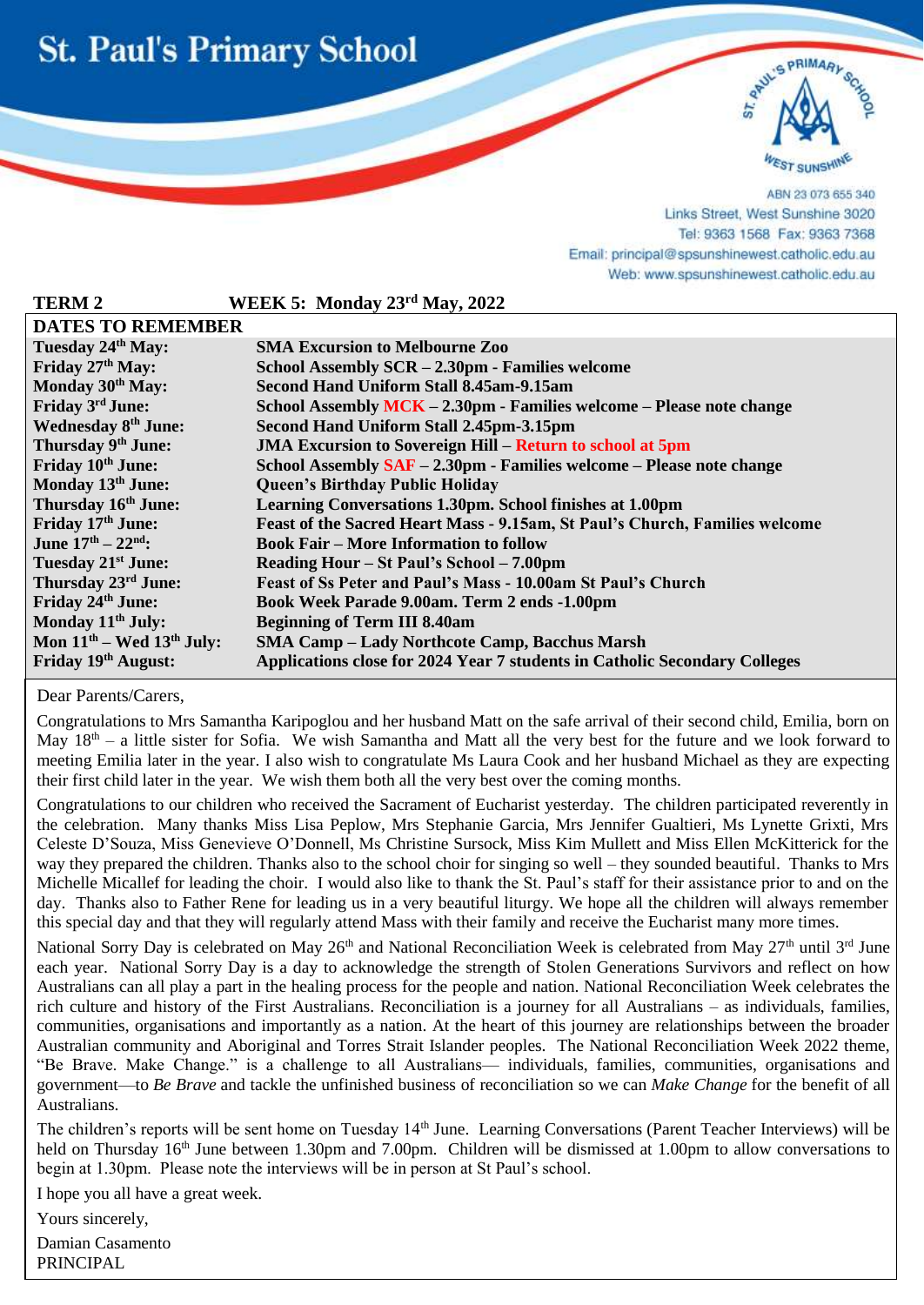# St. Paul's Primary School

ABN 23 073 655 340
Links Street, West Sunshine 3020
Tel: 9363 1568 Fax: 9363 7368
Email: principal@spsunshinewest.catholic.edu.au
Web: www.spsunshinewest.catholic.edu.au

**TERM 2 WEEK 5: Monday 23rd May, 2022**

| DATES TO REMEMBER | |
|---|---|
| **Tuesday 24th May:** | **SMA Excursion to Melbourne Zoo** |
| **Friday 27th May:** | **School Assembly SCR – 2.30pm - Families welcome** |
| **Monday 30th May:** | **Second Hand Uniform Stall 8.45am-9.15am** |
| **Friday 3rd June:** | **School Assembly MCK – 2.30pm - Families welcome – Please note change** |
| **Wednesday 8th June:** | **Second Hand Uniform Stall 2.45pm-3.15pm** |
| **Thursday 9th June:** | **JMA Excursion to Sovereign Hill – Return to school at 5pm** |
| **Friday 10th June:** | **School Assembly SAF – 2.30pm - Families welcome – Please note change** |
| **Monday 13th June:** | **Queen's Birthday Public Holiday** |
| **Thursday 16th June:** | **Learning Conversations 1.30pm. School finishes at 1.00pm** |
| **Friday 17th June:** | **Feast of the Sacred Heart Mass - 9.15am, St Paul's Church, Families welcome** |
| **June 17th – 22nd:** | **Book Fair – More Information to follow** |
| **Tuesday 21st June:** | **Reading Hour – St Paul's School – 7.00pm** |
| **Thursday 23rd June:** | **Feast of Ss Peter and Paul's Mass - 10.00am St Paul's Church** |
| **Friday 24th June:** | **Book Week Parade 9.00am. Term 2 ends -1.00pm** |
| **Monday 11th July:** | **Beginning of Term III 8.40am** |
| **Mon 11th – Wed 13th July:** | **SMA Camp – Lady Northcote Camp, Bacchus Marsh** |
| **Friday 19th August:** | **Applications close for 2024 Year 7 students in Catholic Secondary Colleges** |

Dear Parents/Carers,

Congratulations to Mrs Samantha Karipoglou and her husband Matt on the safe arrival of their second child, Emilia, born on May 18th – a little sister for Sofia. We wish Samantha and Matt all the very best for the future and we look forward to meeting Emilia later in the year. I also wish to congratulate Ms Laura Cook and her husband Michael as they are expecting their first child later in the year. We wish them both all the very best over the coming months.

Congratulations to our children who received the Sacrament of Eucharist yesterday. The children participated reverently in the celebration. Many thanks Miss Lisa Peplow, Mrs Stephanie Garcia, Mrs Jennifer Gualtieri, Ms Lynette Grixti, Mrs Celeste D'Souza, Miss Genevieve O'Donnell, Ms Christine Sursock, Miss Kim Mullett and Miss Ellen McKitterick for the way they prepared the children. Thanks also to the school choir for singing so well – they sounded beautiful. Thanks to Mrs Michelle Micallef for leading the choir. I would also like to thank the St. Paul's staff for their assistance prior to and on the day. Thanks also to Father Rene for leading us in a very beautiful liturgy. We hope all the children will always remember this special day and that they will regularly attend Mass with their family and receive the Eucharist many more times.

National Sorry Day is celebrated on May 26th and National Reconciliation Week is celebrated from May 27th until 3rd June each year. National Sorry Day is a day to acknowledge the strength of Stolen Generations Survivors and reflect on how Australians can all play a part in the healing process for the people and nation. National Reconciliation Week celebrates the rich culture and history of the First Australians. Reconciliation is a journey for all Australians – as individuals, families, communities, organisations and importantly as a nation. At the heart of this journey are relationships between the broader Australian community and Aboriginal and Torres Strait Islander peoples. The National Reconciliation Week 2022 theme, "Be Brave. Make Change." is a challenge to all Australians— individuals, families, communities, organisations and government—to *Be Brave* and tackle the unfinished business of reconciliation so we can *Make Change* for the benefit of all Australians.

The children's reports will be sent home on Tuesday 14th June. Learning Conversations (Parent Teacher Interviews) will be held on Thursday 16th June between 1.30pm and 7.00pm. Children will be dismissed at 1.00pm to allow conversations to begin at 1.30pm. Please note the interviews will be in person at St Paul's school.

I hope you all have a great week.

Yours sincerely,

Damian Casamento
PRINCIPAL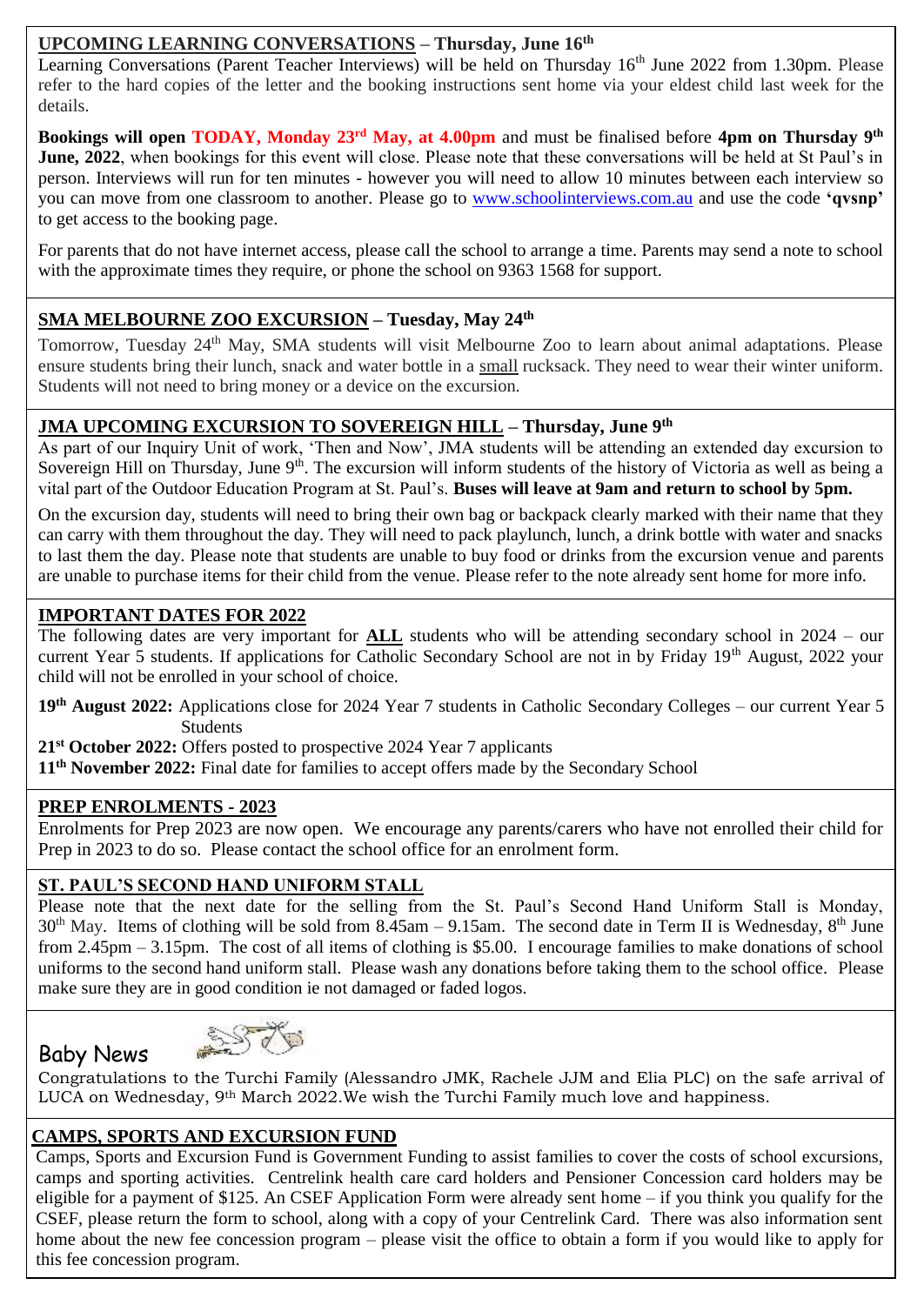## UPCOMING LEARNING CONVERSATIONS – Thursday, June 16th

Learning Conversations (Parent Teacher Interviews) will be held on Thursday 16th June 2022 from 1.30pm. Please refer to the hard copies of the letter and the booking instructions sent home via your eldest child last week for the details.

**Bookings will open TODAY, Monday 23rd May, at 4.00pm** and must be finalised before **4pm on Thursday 9th June, 2022**, when bookings for this event will close. Please note that these conversations will be held at St Paul's in person. Interviews will run for ten minutes - however you will need to allow 10 minutes between each interview so you can move from one classroom to another. Please go to www.schoolinterviews.com.au and use the code **'qvsnp'** to get access to the booking page.

For parents that do not have internet access, please call the school to arrange a time. Parents may send a note to school with the approximate times they require, or phone the school on 9363 1568 for support.

## SMA MELBOURNE ZOO EXCURSION – Tuesday, May 24th

Tomorrow, Tuesday 24th May, SMA students will visit Melbourne Zoo to learn about animal adaptations. Please ensure students bring their lunch, snack and water bottle in a small rucksack. They need to wear their winter uniform. Students will not need to bring money or a device on the excursion.

## JMA UPCOMING EXCURSION TO SOVEREIGN HILL – Thursday, June 9th

As part of our Inquiry Unit of work, 'Then and Now', JMA students will be attending an extended day excursion to Sovereign Hill on Thursday, June 9th. The excursion will inform students of the history of Victoria as well as being a vital part of the Outdoor Education Program at St. Paul's. **Buses will leave at 9am and return to school by 5pm.**

On the excursion day, students will need to bring their own bag or backpack clearly marked with their name that they can carry with them throughout the day. They will need to pack playlunch, lunch, a drink bottle with water and snacks to last them the day. Please note that students are unable to buy food or drinks from the excursion venue and parents are unable to purchase items for their child from the venue. Please refer to the note already sent home for more info.

## IMPORTANT DATES FOR 2022

The following dates are very important for **ALL** students who will be attending secondary school in 2024 – our current Year 5 students. If applications for Catholic Secondary School are not in by Friday 19th August, 2022 your child will not be enrolled in your school of choice.

**19th August 2022:** Applications close for 2024 Year 7 students in Catholic Secondary Colleges – our current Year 5 Students

**21st October 2022:** Offers posted to prospective 2024 Year 7 applicants

**11th November 2022:** Final date for families to accept offers made by the Secondary School

## PREP ENROLMENTS - 2023

Enrolments for Prep 2023 are now open. We encourage any parents/carers who have not enrolled their child for Prep in 2023 to do so. Please contact the school office for an enrolment form.

## ST. PAUL'S SECOND HAND UNIFORM STALL

Please note that the next date for the selling from the St. Paul's Second Hand Uniform Stall is Monday, 30th May. Items of clothing will be sold from 8.45am – 9.15am. The second date in Term II is Wednesday, 8th June from 2.45pm – 3.15pm. The cost of all items of clothing is $5.00. I encourage families to make donations of school uniforms to the second hand uniform stall. Please wash any donations before taking them to the school office. Please make sure they are in good condition ie not damaged or faded logos.

## Baby News

Congratulations to the Turchi Family (Alessandro JMK, Rachele JJM and Elia PLC) on the safe arrival of LUCA on Wednesday, 9th March 2022.We wish the Turchi Family much love and happiness.

## CAMPS, SPORTS AND EXCURSION FUND

Camps, Sports and Excursion Fund is Government Funding to assist families to cover the costs of school excursions, camps and sporting activities. Centrelink health care card holders and Pensioner Concession card holders may be eligible for a payment of $125. An CSEF Application Form were already sent home – if you think you qualify for the CSEF, please return the form to school, along with a copy of your Centrelink Card. There was also information sent home about the new fee concession program – please visit the office to obtain a form if you would like to apply for this fee concession program.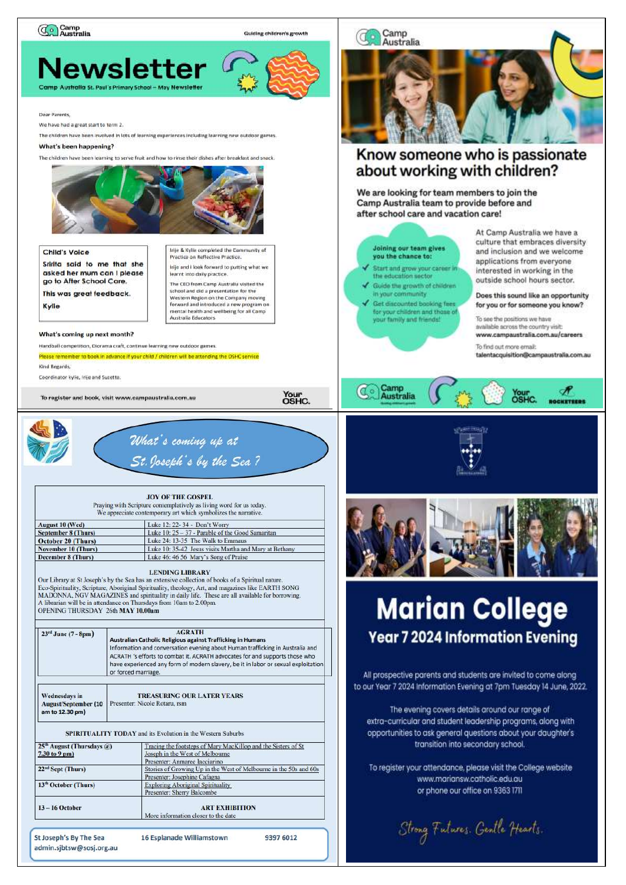Camp Australia

Guiding children's growth

# Newsletter

**Camp Australia St. Paul's Primary School – May Newsletter**

Dear Parents,

We have had a great start to term 2.

The children have been involved in lots of learning experiences including learning new outdoor games.

**What's been happening?**

The children have been learning to serve fruit and how to rinse their dishes after breakfast and snack.

**Child's Voice**

Sririta said to me that she asked her mum can I please go to After School Care.

This was great feedback.

Kylie

Irije & Kylie completed the Community of Practice on Reflective Practice.

Irije and I look forward to putting what we learnt into daily practice.

The CEO from Camp Australia visited the school and did a presentation for the Western Region on the Company moving forward and introduced a new program on mental health and wellbeing for all Camp Australia Educators

**What's coming up next month?**

Handball competition, Diorama craft, continue learning new outdoor games.

Please remember to book in advance if your child / children will be attending the OSHC service

Kind Regards,

Coordinator Kylie, Irije and Suzette.

To register and book, visit www.campaustralia.com.au

Your OSHC.

---

Camp Australia

## Know someone who is passionate about working with children?

We are looking for team members to join the Camp Australia team to provide before and after school care and vacation care!

**Joining our team gives you the chance to:**

- Start and grow your career in the education sector
- Guide the growth of children in your community
- Get discounted booking fees for your children and those of your family and friends!

At Camp Australia we have a culture that embraces diversity and inclusion and we welcome applications from everyone interested in working in the outside school hours sector.

**Does this sound like an opportunity for you or for someone you know?**

To see the positions we have available across the country visit:
**www.campaustralia.com.au/careers**

To find out more email:
**talentacquisition@campaustralia.com.au**

Camp Australia — Your OSHC. — Rocketeers

---

## *What's coming up at St. Joseph's by the Sea ?*

**JOY OF THE GOSPEL**

Praying with Scripture contemplatively as living word for us today.
We appreciate contemporary art which symbolizes the narrative.

| | |
|---|---|
| August 10 (Wed) | Luke 12: 22- 34 - Don't Worry |
| September 8 (Thurs) | Luke 10: 25 – 37 - Parable of the Good Samaritan |
| October 20 (Thurs) | Luke 24: 13-35 The Walk to Emmaus |
| November 10 (Thurs) | Luke 10: 35-42 Jesus visits Martha and Mary at Bethany |
| December 8 (Thurs) | Luke 46: 46 56 Mary's Song of Praise |

**LENDING LIBRARY**

Our Library at St Joseph's by the Sea has an extensive collection of books of a Spiritual nature. Eco-Spirituality, Scripture, Aboriginal Spirituality, theology, Art, and magazines like EARTH SONG MADONNA, NGV MAGAZINES and spirituality in daily life. These are all available for borrowing. A librarian will be in attendance on Thursdays from 10am to 2.00pm.
OPENING THURSDAY 26th MAY 10.00am

| | |
|---|---|
| 23rd June (7 - 8pm) | **AGRATH**<br>**Australian Catholic Religious against Trafficking in Humans**<br>Information and conversation evening about Human trafficking in Australia and ACRATH 's efforts to combat it. ACRATH advocates for and supports those who have experienced any form of modern slavery, be it in labor or sexual exploitation or forced marriage. |
| Wednesdays in August/September (10 am to 12.30 pm) | **TREASURING OUR LATER YEARS**<br>Presenter: Nicole Rotaru, rsm |

**SPIRITUALITY TODAY** and its Evolution in the Western Suburbs

| | |
|---|---|
| 25th August (Thursdays @) 7.30 to 9 pm) | Tracing the footsteps of Mary MacKillop and the Sisters of St Joseph in the West of Melbourne<br>Presenter: Annaree Iacciarino |
| 22nd Sept (Thurs) | Stories of Growing Up in the West of Melbourne in the 50s and 60s<br>Presenter: Josephine Cafagna |
| 13th October (Thurs) | Exploring Aboriginal Spirituality<br>Presenter: Sherry Balcombe |
| 13 – 16 October | **ART EXHIBITION**<br>More information closer to the date |

St Joseph's By The Sea — 16 Esplanade Williamstown — 9397 6012
admin.sjbtsw@sosj.org.au

---

# Marian College

## Year 7 2024 Information Evening

All prospective parents and students are invited to come along to our Year 7 2024 Information Evening at 7pm Tuesday 14 June, 2022.

The evening covers details around our range of extra-curricular and student leadership programs, along with opportunities to ask general questions about your daughter's transition into secondary school.

To register your attendance, please visit the College website www.mariansw.catholic.edu.au or phone our office on 9363 1711

*Strong Futures. Gentle Hearts.*